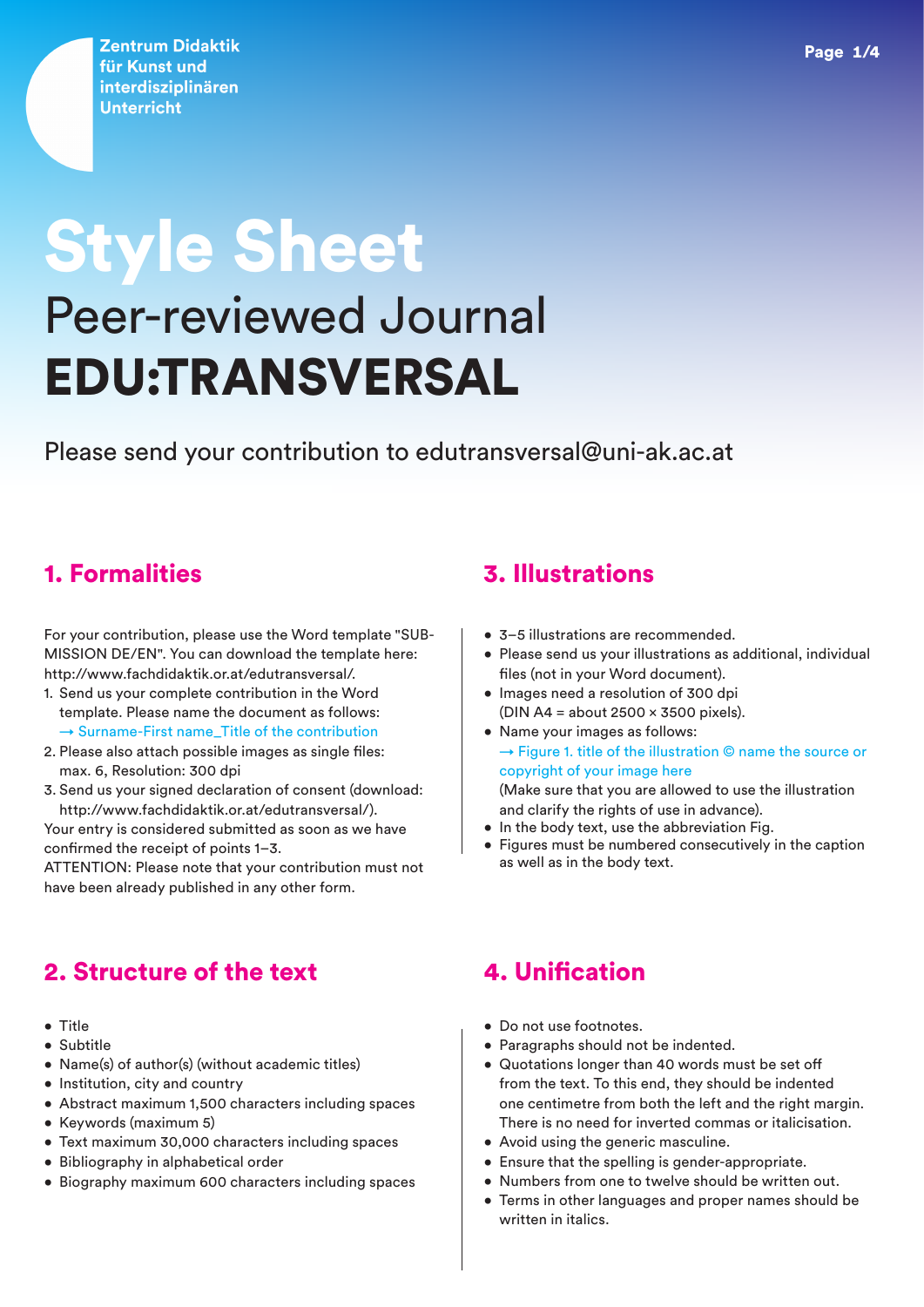Zentrum Didaktik für Kunst und interdisziplinären Unterricht

# Style Sheet

## Peer-reviewed Journal

## EDU:TRANSVERSAL

Please send your contribution to edutransversal@uni-ak.ac.at

## 1. Formalities

For your contribution, please use the Word template "SUBMISSION DE/EN". You can download the template here: http://www.fachdidaktik.or.at/edutransversal/.

1. Send us your complete contribution in the Word template. Please name the document as follows:
   → Surname-First name_Title of the contribution
2. Please also attach possible images as single files: max. 6, Resolution: 300 dpi
3. Send us your signed declaration of consent (download: http://www.fachdidaktik.or.at/edutransversal/).

Your entry is considered submitted as soon as we have confirmed the receipt of points 1–3.
ATTENTION: Please note that your contribution must not have been already published in any other form.

## 2. Structure of the text

- Title
- Subtitle
- Name(s) of author(s) (without academic titles)
- Institution, city and country
- Abstract maximum 1,500 characters including spaces
- Keywords (maximum 5)
- Text maximum 30,000 characters including spaces
- Bibliography in alphabetical order
- Biography maximum 600 characters including spaces

## 3. Illustrations

- 3–5 illustrations are recommended.
- Please send us your illustrations as additional, individual files (not in your Word document).
- Images need a resolution of 300 dpi (DIN A4 = about 2500 × 3500 pixels).
- Name your images as follows:
  → Figure 1. title of the illustration © name the source or copyright of your image here
  (Make sure that you are allowed to use the illustration and clarify the rights of use in advance).
- In the body text, use the abbreviation Fig.
- Figures must be numbered consecutively in the caption as well as in the body text.

## 4. Unification

- Do not use footnotes.
- Paragraphs should not be indented.
- Quotations longer than 40 words must be set off from the text. To this end, they should be indented one centimetre from both the left and the right margin. There is no need for inverted commas or italicisation.
- Avoid using the generic masculine.
- Ensure that the spelling is gender-appropriate.
- Numbers from one to twelve should be written out.
- Terms in other languages and proper names should be written in italics.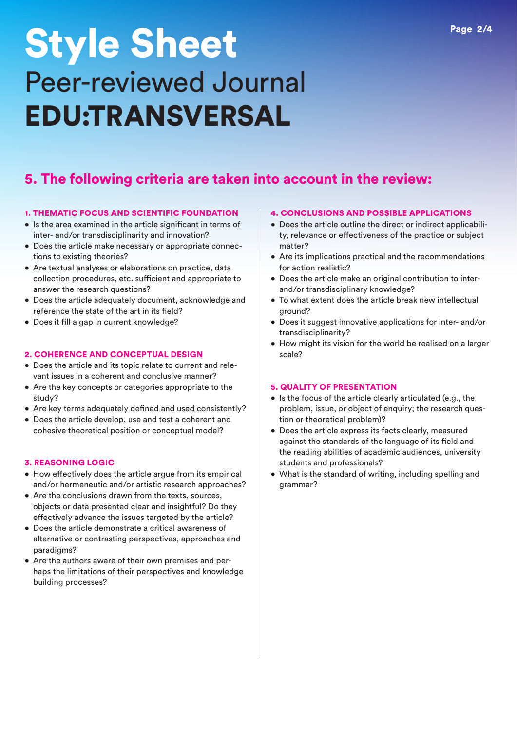# Style Sheet

## Peer-reviewed Journal

## EDU:TRANSVERSAL

## 5. The following criteria are taken into account in the review:

### 1. THEMATIC FOCUS AND SCIENTIFIC FOUNDATION

- Is the area examined in the article significant in terms of inter- and/or transdisciplinarity and innovation?
- Does the article make necessary or appropriate connections to existing theories?
- Are textual analyses or elaborations on practice, data collection procedures, etc. sufficient and appropriate to answer the research questions?
- Does the article adequately document, acknowledge and reference the state of the art in its field?
- Does it fill a gap in current knowledge?

### 2. COHERENCE AND CONCEPTUAL DESIGN

- Does the article and its topic relate to current and relevant issues in a coherent and conclusive manner?
- Are the key concepts or categories appropriate to the study?
- Are key terms adequately defined and used consistently?
- Does the article develop, use and test a coherent and cohesive theoretical position or conceptual model?

### 3. REASONING LOGIC

- How effectively does the article argue from its empirical and/or hermeneutic and/or artistic research approaches?
- Are the conclusions drawn from the texts, sources, objects or data presented clear and insightful? Do they effectively advance the issues targeted by the article?
- Does the article demonstrate a critical awareness of alternative or contrasting perspectives, approaches and paradigms?
- Are the authors aware of their own premises and perhaps the limitations of their perspectives and knowledge building processes?

### 4. CONCLUSIONS AND POSSIBLE APPLICATIONS

- Does the article outline the direct or indirect applicability, relevance or effectiveness of the practice or subject matter?
- Are its implications practical and the recommendations for action realistic?
- Does the article make an original contribution to inter- and/or transdisciplinary knowledge?
- To what extent does the article break new intellectual ground?
- Does it suggest innovative applications for inter- and/or transdisciplinarity?
- How might its vision for the world be realised on a larger scale?

### 5. QUALITY OF PRESENTATION

- Is the focus of the article clearly articulated (e.g., the problem, issue, or object of enquiry; the research question or theoretical problem)?
- Does the article express its facts clearly, measured against the standards of the language of its field and the reading abilities of academic audiences, university students and professionals?
- What is the standard of writing, including spelling and grammar?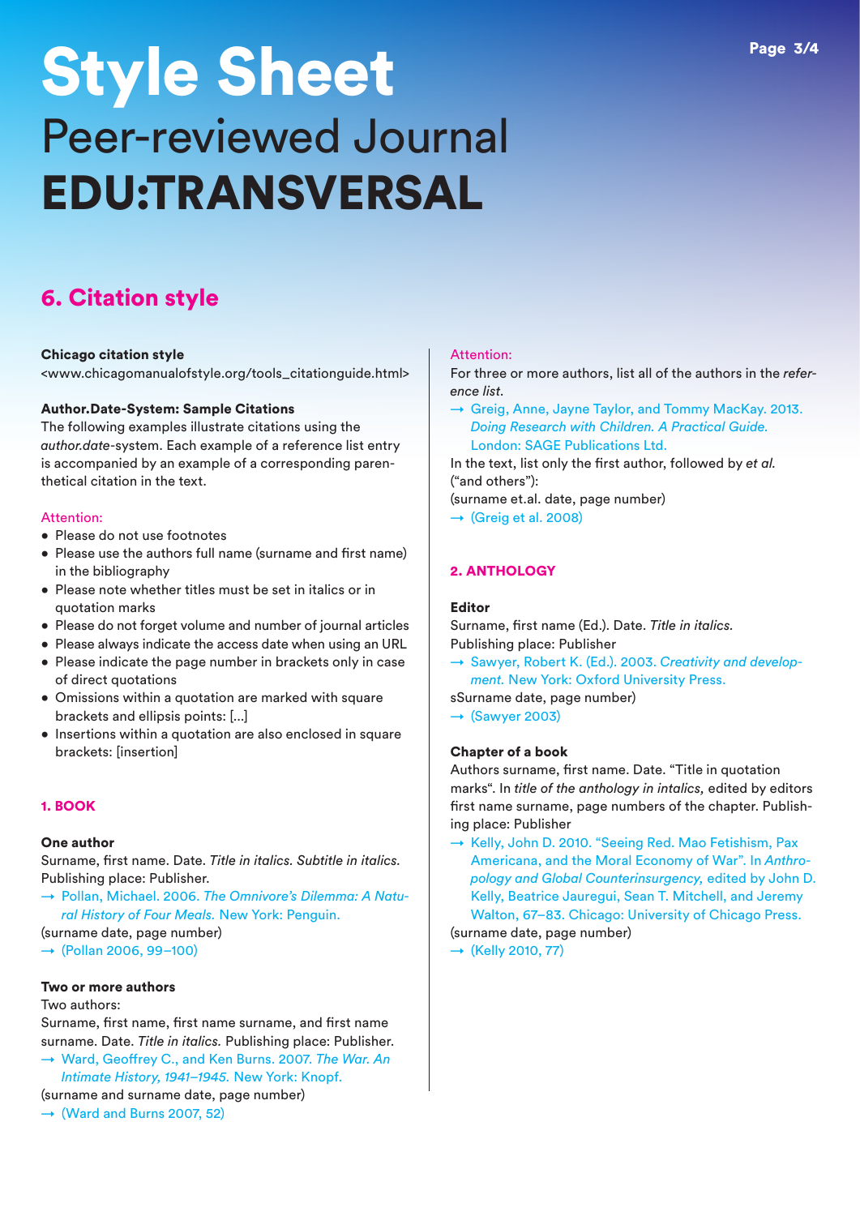# Style Sheet

Peer-reviewed Journal

**EDU:TRANSVERSAL**

## 6. Citation style

**Chicago citation style**

<www.chicagomanualofstyle.org/tools_citationguide.html>

**Author.Date-System: Sample Citations**

The following examples illustrate citations using the *author.date*-system. Each example of a reference list entry is accompanied by an example of a corresponding parenthetical citation in the text.

Attention:

- Please do not use footnotes
- Please use the authors full name (surname and first name) in the bibliography
- Please note whether titles must be set in italics or in quotation marks
- Please do not forget volume and number of journal articles
- Please always indicate the access date when using an URL
- Please indicate the page number in brackets only in case of direct quotations
- Omissions within a quotation are marked with square brackets and ellipsis points: [...]
- Insertions within a quotation are also enclosed in square brackets: [insertion]

### 1. BOOK

**One author**

Surname, first name. Date. *Title in italics. Subtitle in italics.* Publishing place: Publisher.

→ Pollan, Michael. 2006. *The Omnivore's Dilemma: A Natural History of Four Meals.* New York: Penguin.

(surname date, page number)

→ (Pollan 2006, 99–100)

**Two or more authors**

Two authors:

Surname, first name, first name surname, and first name surname. Date. *Title in italics.* Publishing place: Publisher.

→ Ward, Geoffrey C., and Ken Burns. 2007. *The War. An Intimate History, 1941–1945.* New York: Knopf.

(surname and surname date, page number)

→ (Ward and Burns 2007, 52)

Attention:

For three or more authors, list all of the authors in the *reference list.*

→ Greig, Anne, Jayne Taylor, and Tommy MacKay. 2013. *Doing Research with Children. A Practical Guide.* London: SAGE Publications Ltd.

In the text, list only the first author, followed by *et al.* ("and others"):

(surname et.al. date, page number)

→ (Greig et al. 2008)

### 2. ANTHOLOGY

**Editor**

Surname, first name (Ed.). Date. *Title in italics.* Publishing place: Publisher

→ Sawyer, Robert K. (Ed.). 2003. *Creativity and development.* New York: Oxford University Press.

sSurname date, page number)

→ (Sawyer 2003)

**Chapter of a book**

Authors surname, first name. Date. "Title in quotation marks". In *title of the anthology in intalics,* edited by editors first name surname, page numbers of the chapter. Publishing place: Publisher

→ Kelly, John D. 2010. "Seeing Red. Mao Fetishism, Pax Americana, and the Moral Economy of War". In *Anthropology and Global Counterinsurgency,* edited by John D. Kelly, Beatrice Jauregui, Sean T. Mitchell, and Jeremy Walton, 67–83. Chicago: University of Chicago Press.

(surname date, page number)

→ (Kelly 2010, 77)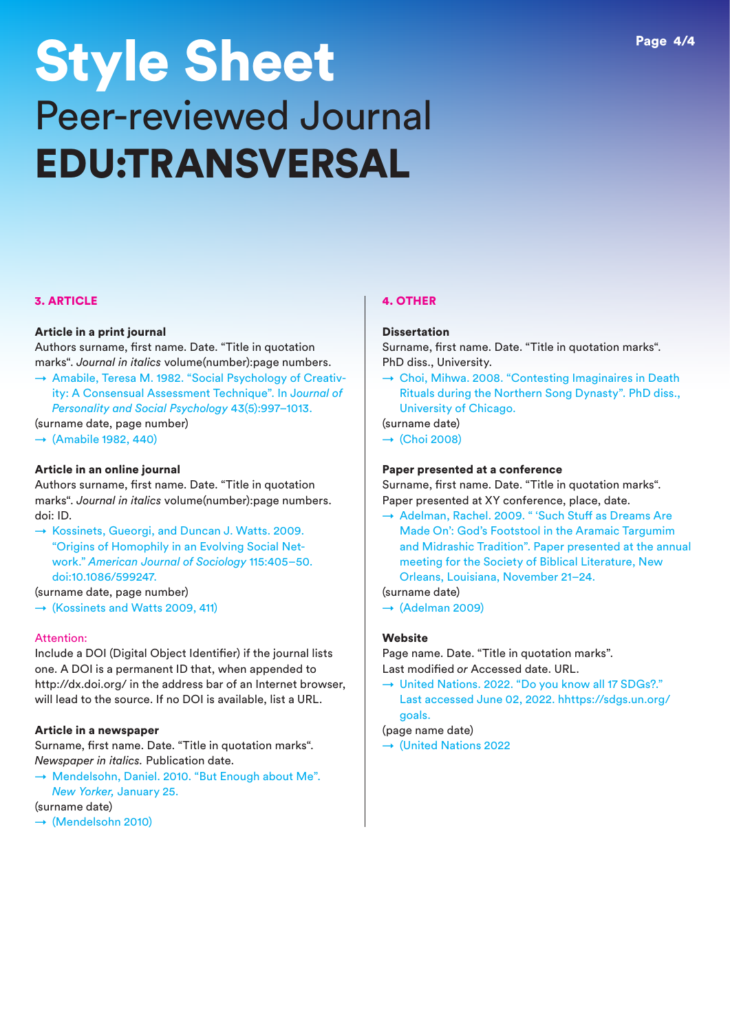# Style Sheet

Peer-reviewed Journal

**EDU:TRANSVERSAL**

## 3. ARTICLE

### Article in a print journal

Authors surname, first name. Date. “Title in quotation marks“. *Journal in italics* volume(number):page numbers.

→ Amabile, Teresa M. 1982. “Social Psychology of Creativity: A Consensual Assessment Technique”. In *Journal of Personality and Social Psychology* 43(5):997–1013.

(surname date, page number)

→ (Amabile 1982, 440)

### Article in an online journal

Authors surname, first name. Date. “Title in quotation marks“. *Journal in italics* volume(number):page numbers. doi: ID.

→ Kossinets, Gueorgi, and Duncan J. Watts. 2009. “Origins of Homophily in an Evolving Social Network.” *American Journal of Sociology* 115:405–50. doi:10.1086/599247.

(surname date, page number)

→ (Kossinets and Watts 2009, 411)

Attention:

Include a DOI (Digital Object Identifier) if the journal lists one. A DOI is a permanent ID that, when appended to http://dx.doi.org/ in the address bar of an Internet browser, will lead to the source. If no DOI is available, list a URL.

### Article in a newspaper

Surname, first name. Date. “Title in quotation marks“. *Newspaper in italics.* Publication date.

→ Mendelsohn, Daniel. 2010. “But Enough about Me”. *New Yorker,* January 25.

(surname date)

→ (Mendelsohn 2010)

## 4. OTHER

### Dissertation

Surname, first name. Date. “Title in quotation marks“. PhD diss., University.

→ Choi, Mihwa. 2008. “Contesting Imaginaires in Death Rituals during the Northern Song Dynasty”. PhD diss., University of Chicago.

(surname date)

→ (Choi 2008)

### Paper presented at a conference

Surname, first name. Date. “Title in quotation marks“. Paper presented at XY conference, place, date.

→ Adelman, Rachel. 2009. “ ‘Such Stuff as Dreams Are Made On’: God’s Footstool in the Aramaic Targumim and Midrashic Tradition”. Paper presented at the annual meeting for the Society of Biblical Literature, New Orleans, Louisiana, November 21–24.

(surname date)

→ (Adelman 2009)

### Website

Page name. Date. “Title in quotation marks”. Last modified *or* Accessed date. URL.

→ United Nations. 2022. “Do you know all 17 SDGs?.” Last accessed June 02, 2022. hhttps://sdgs.un.org/goals.

(page name date)

→ (United Nations 2022